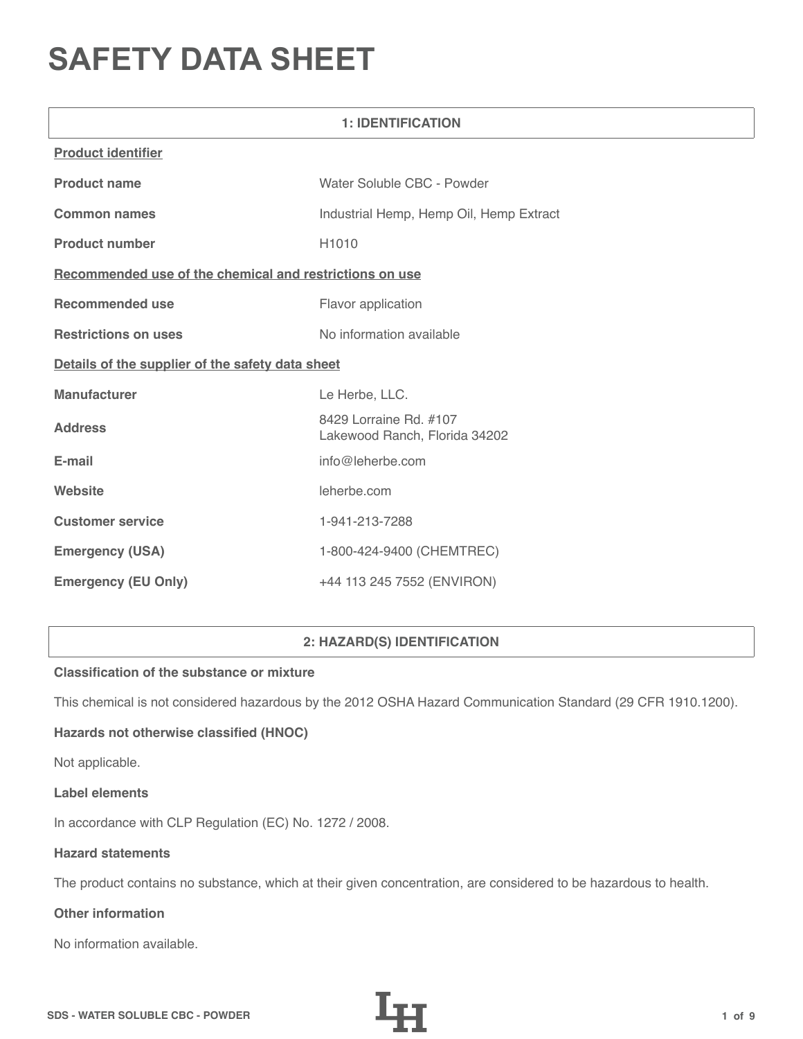# SAFETY DATA SHEET

## 1: IDENTIFICATION

**Product identifier**

| | |
|---|---|
| **Product name** | Water Soluble CBC - Powder |
| **Common names** | Industrial Hemp, Hemp Oil, Hemp Extract |
| **Product number** | H1010 |

**Recommended use of the chemical and restrictions on use**

| | |
|---|---|
| **Recommended use** | Flavor application |
| **Restrictions on uses** | No information available |

**Details of the supplier of the safety data sheet**

| | |
|---|---|
| **Manufacturer** | Le Herbe, LLC. |
| **Address** | 8429 Lorraine Rd. #107<br>Lakewood Ranch, Florida 34202 |
| **E-mail** | info@leherbe.com |
| **Website** | leherbe.com |
| **Customer service** | 1-941-213-7288 |
| **Emergency (USA)** | 1-800-424-9400 (CHEMTREC) |
| **Emergency (EU Only)** | +44 113 245 7552 (ENVIRON) |

## 2: HAZARD(S) IDENTIFICATION

**Classification of the substance or mixture**

This chemical is not considered hazardous by the 2012 OSHA Hazard Communication Standard (29 CFR 1910.1200).

**Hazards not otherwise classified (HNOC)**

Not applicable.

**Label elements**

In accordance with CLP Regulation (EC) No. 1272 / 2008.

**Hazard statements**

The product contains no substance, which at their given concentration, are considered to be hazardous to health.

**Other information**

No information available.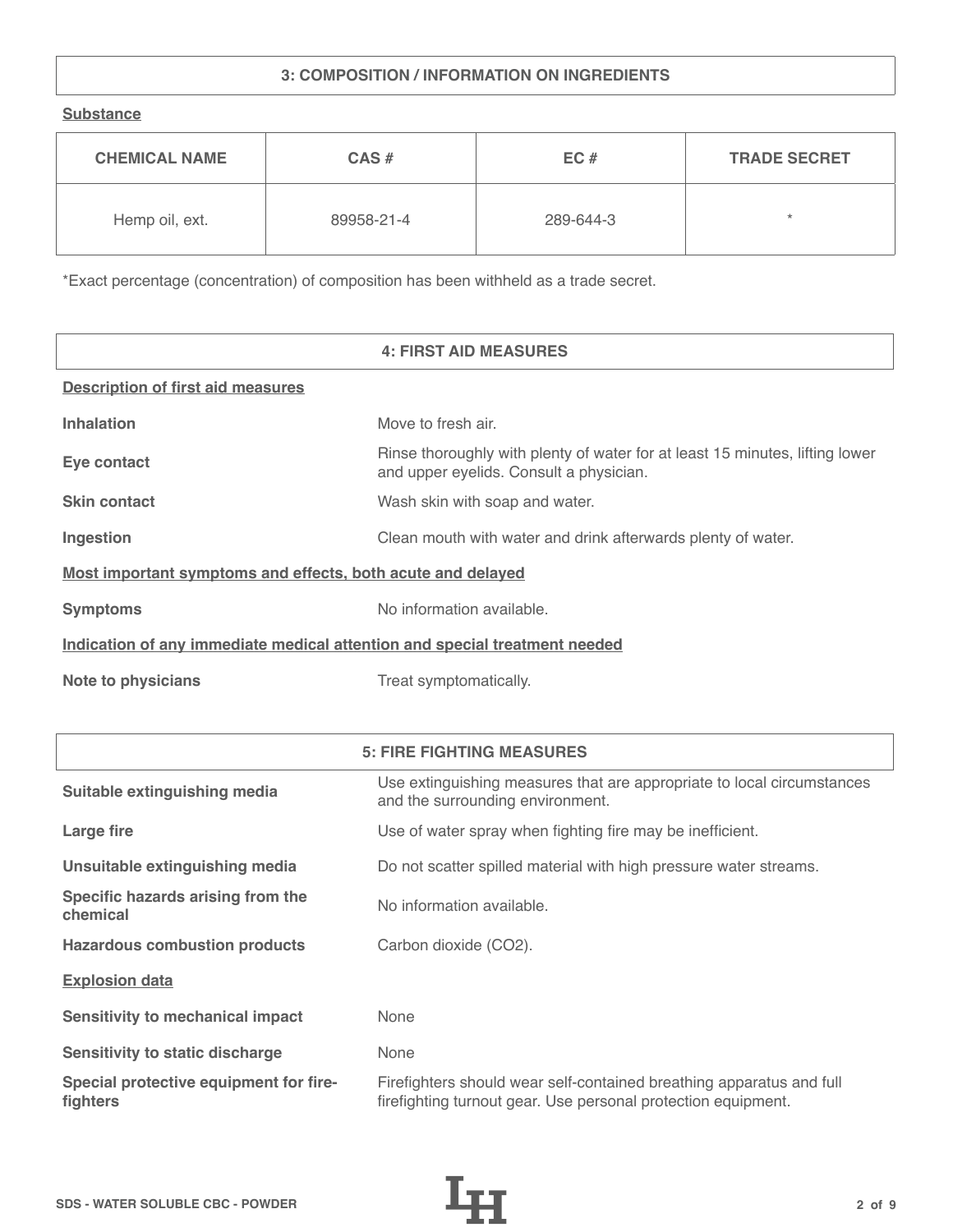## 3: COMPOSITION / INFORMATION ON INGREDIENTS

**Substance**

| CHEMICAL NAME | CAS # | EC # | TRADE SECRET |
|---|---|---|---|
| Hemp oil, ext. | 89958-21-4 | 289-644-3 | * |

*Exact percentage (concentration) of composition has been withheld as a trade secret.

## 4: FIRST AID MEASURES

**Description of first aid measures**

| | |
|---|---|
| **Inhalation** | Move to fresh air. |
| **Eye contact** | Rinse thoroughly with plenty of water for at least 15 minutes, lifting lower and upper eyelids. Consult a physician. |
| **Skin contact** | Wash skin with soap and water. |
| **Ingestion** | Clean mouth with water and drink afterwards plenty of water. |

**Most important symptoms and effects, both acute and delayed**

| | |
|---|---|
| **Symptoms** | No information available. |

**Indication of any immediate medical attention and special treatment needed**

| | |
|---|---|
| **Note to physicians** | Treat symptomatically. |

## 5: FIRE FIGHTING MEASURES

| | |
|---|---|
| **Suitable extinguishing media** | Use extinguishing measures that are appropriate to local circumstances and the surrounding environment. |
| **Large fire** | Use of water spray when fighting fire may be inefficient. |
| **Unsuitable extinguishing media** | Do not scatter spilled material with high pressure water streams. |
| **Specific hazards arising from the chemical** | No information available. |
| **Hazardous combustion products** | Carbon dioxide ($CO_2$). |

**Explosion data**

| | |
|---|---|
| **Sensitivity to mechanical impact** | None |
| **Sensitivity to static discharge** | None |
| **Special protective equipment for fire-fighters** | Firefighters should wear self-contained breathing apparatus and full firefighting turnout gear. Use personal protection equipment. |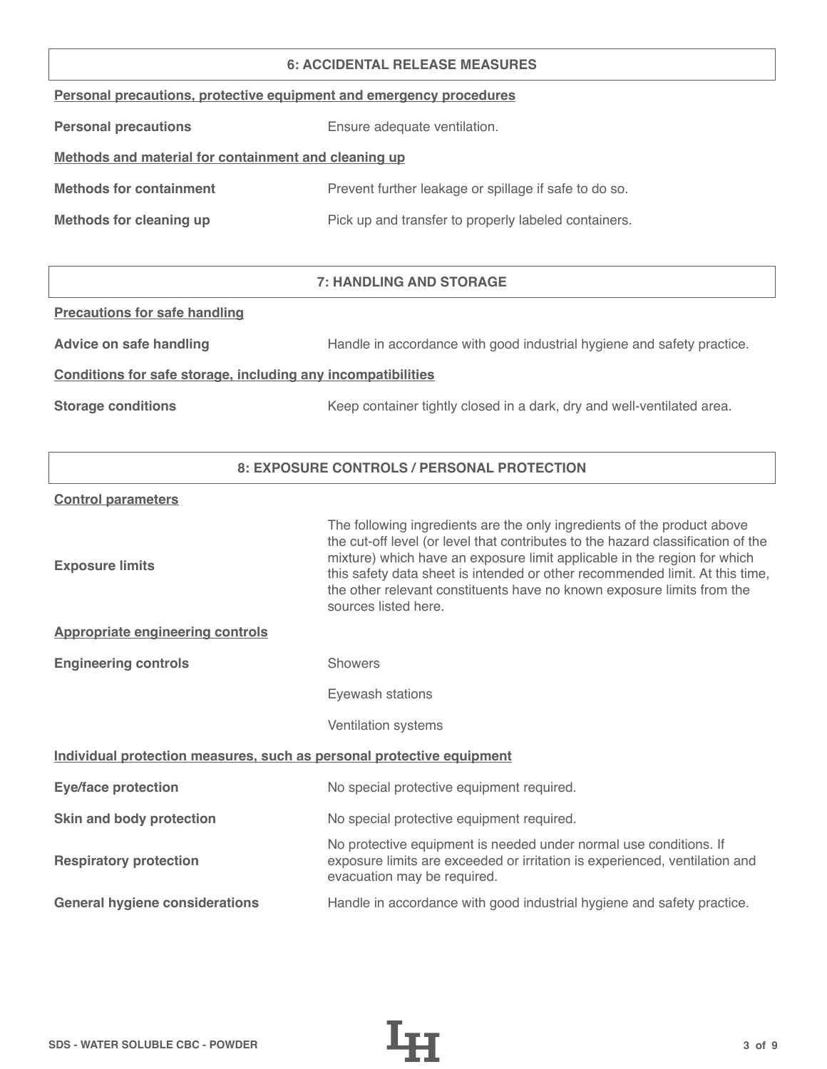## 6: ACCIDENTAL RELEASE MEASURES

**Personal precautions, protective equipment and emergency procedures**

| | |
|---|---|
| **Personal precautions** | Ensure adequate ventilation. |

**Methods and material for containment and cleaning up**

| | |
|---|---|
| **Methods for containment** | Prevent further leakage or spillage if safe to do so. |
| **Methods for cleaning up** | Pick up and transfer to properly labeled containers. |

## 7: HANDLING AND STORAGE

**Precautions for safe handling**

| | |
|---|---|
| **Advice on safe handling** | Handle in accordance with good industrial hygiene and safety practice. |

**Conditions for safe storage, including any incompatibilities**

| | |
|---|---|
| **Storage conditions** | Keep container tightly closed in a dark, dry and well-ventilated area. |

## 8: EXPOSURE CONTROLS / PERSONAL PROTECTION

**Control parameters**

| | |
|---|---|
| **Exposure limits** | The following ingredients are the only ingredients of the product above the cut-off level (or level that contributes to the hazard classification of the mixture) which have an exposure limit applicable in the region for which this safety data sheet is intended or other recommended limit. At this time, the other relevant constituents have no known exposure limits from the sources listed here. |

**Appropriate engineering controls**

| | |
|---|---|
| **Engineering controls** | Showers |
| | Eyewash stations |
| | Ventilation systems |

**Individual protection measures, such as personal protective equipment**

| | |
|---|---|
| **Eye/face protection** | No special protective equipment required. |
| **Skin and body protection** | No special protective equipment required. |
| **Respiratory protection** | No protective equipment is needed under normal use conditions. If exposure limits are exceeded or irritation is experienced, ventilation and evacuation may be required. |
| **General hygiene considerations** | Handle in accordance with good industrial hygiene and safety practice. |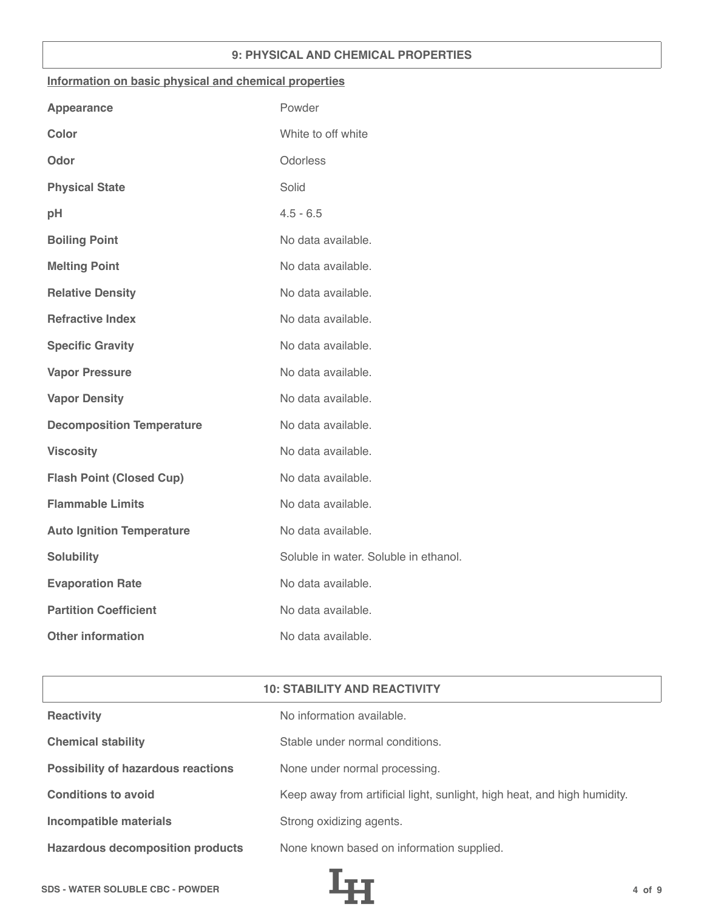## 9: PHYSICAL AND CHEMICAL PROPERTIES

**Information on basic physical and chemical properties**

| | |
|---|---|
| **Appearance** | Powder |
| **Color** | White to off white |
| **Odor** | Odorless |
| **Physical State** | Solid |
| **pH** | 4.5 - 6.5 |
| **Boiling Point** | No data available. |
| **Melting Point** | No data available. |
| **Relative Density** | No data available. |
| **Refractive Index** | No data available. |
| **Specific Gravity** | No data available. |
| **Vapor Pressure** | No data available. |
| **Vapor Density** | No data available. |
| **Decomposition Temperature** | No data available. |
| **Viscosity** | No data available. |
| **Flash Point (Closed Cup)** | No data available. |
| **Flammable Limits** | No data available. |
| **Auto Ignition Temperature** | No data available. |
| **Solubility** | Soluble in water. Soluble in ethanol. |
| **Evaporation Rate** | No data available. |
| **Partition Coefficient** | No data available. |
| **Other information** | No data available. |

## 10: STABILITY AND REACTIVITY

| | |
|---|---|
| **Reactivity** | No information available. |
| **Chemical stability** | Stable under normal conditions. |
| **Possibility of hazardous reactions** | None under normal processing. |
| **Conditions to avoid** | Keep away from artificial light, sunlight, high heat, and high humidity. |
| **Incompatible materials** | Strong oxidizing agents. |
| **Hazardous decomposition products** | None known based on information supplied. |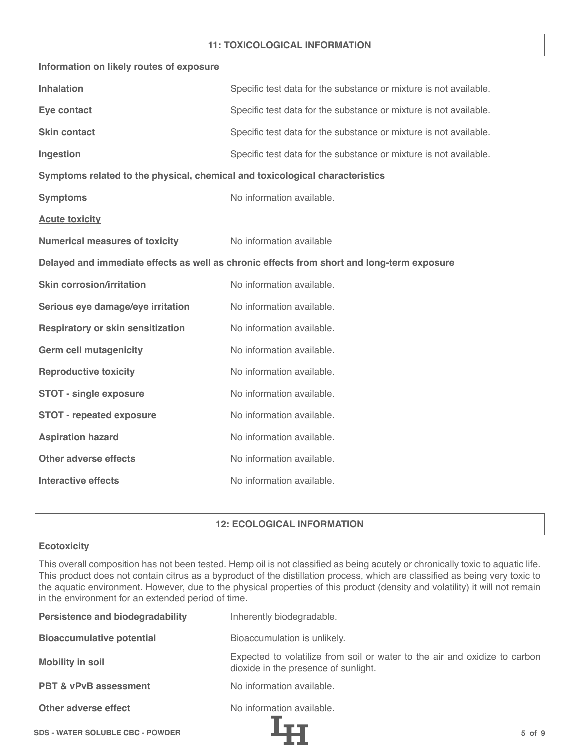## 11: TOXICOLOGICAL INFORMATION

**Information on likely routes of exposure**

| | |
|---|---|
| **Inhalation** | Specific test data for the substance or mixture is not available. |
| **Eye contact** | Specific test data for the substance or mixture is not available. |
| **Skin contact** | Specific test data for the substance or mixture is not available. |
| **Ingestion** | Specific test data for the substance or mixture is not available. |

**Symptoms related to the physical, chemical and toxicological characteristics**

| | |
|---|---|
| **Symptoms** | No information available. |

**Acute toxicity**

| | |
|---|---|
| **Numerical measures of toxicity** | No information available |

**Delayed and immediate effects as well as chronic effects from short and long-term exposure**

| | |
|---|---|
| **Skin corrosion/irritation** | No information available. |
| **Serious eye damage/eye irritation** | No information available. |
| **Respiratory or skin sensitization** | No information available. |
| **Germ cell mutagenicity** | No information available. |
| **Reproductive toxicity** | No information available. |
| **STOT - single exposure** | No information available. |
| **STOT - repeated exposure** | No information available. |
| **Aspiration hazard** | No information available. |
| **Other adverse effects** | No information available. |
| **Interactive effects** | No information available. |

## 12: ECOLOGICAL INFORMATION

**Ecotoxicity**

This overall composition has not been tested. Hemp oil is not classified as being acutely or chronically toxic to aquatic life. This product does not contain citrus as a byproduct of the distillation process, which are classified as being very toxic to the aquatic environment. However, due to the physical properties of this product (density and volatility) it will not remain in the environment for an extended period of time.

| | |
|---|---|
| **Persistence and biodegradability** | Inherently biodegradable. |
| **Bioaccumulative potential** | Bioaccumulation is unlikely. |
| **Mobility in soil** | Expected to volatilize from soil or water to the air and oxidize to carbon dioxide in the presence of sunlight. |
| **PBT & vPvB assessment** | No information available. |
| **Other adverse effect** | No information available. |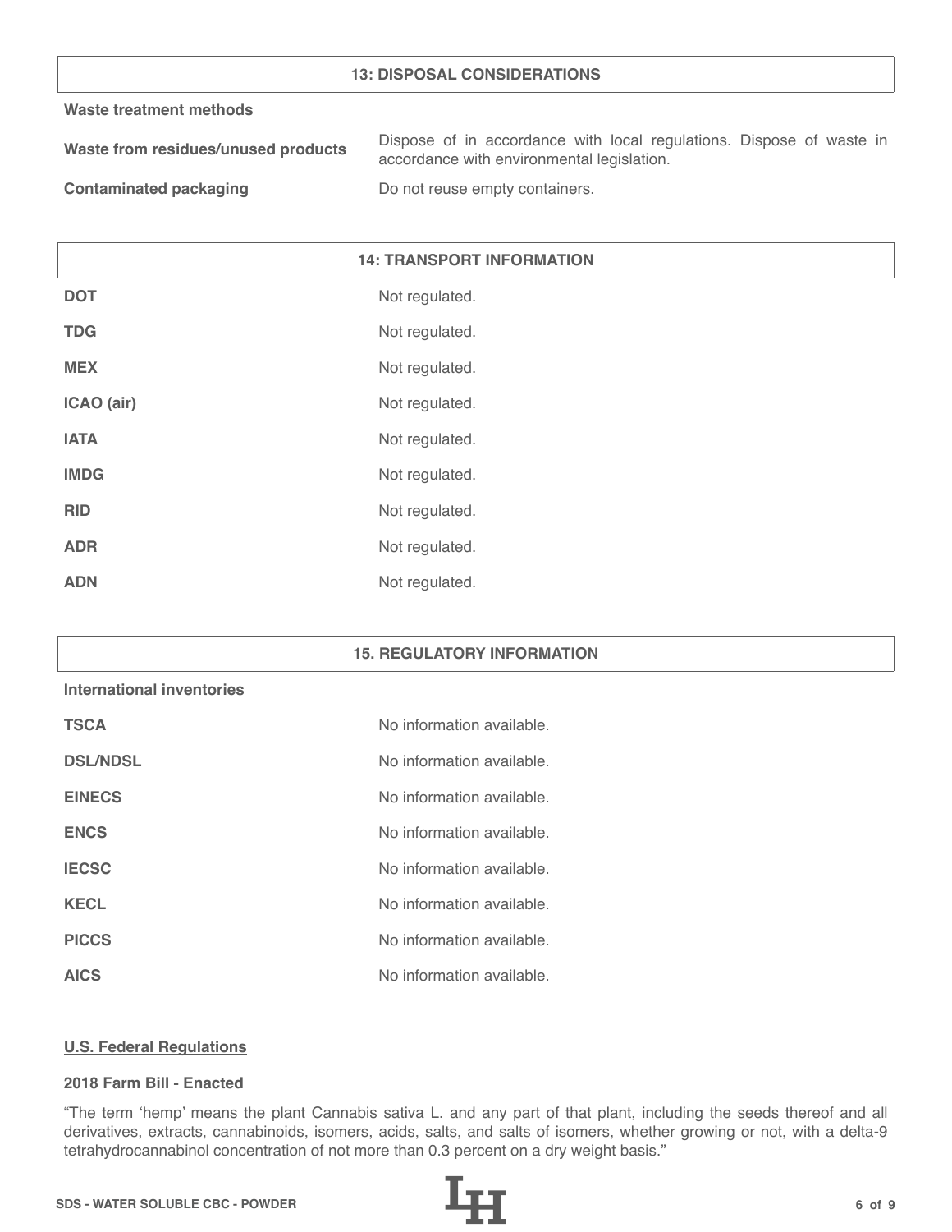## 13: DISPOSAL CONSIDERATIONS

**Waste treatment methods**

| | |
|---|---|
| **Waste from residues/unused products** | Dispose of in accordance with local regulations. Dispose of waste in accordance with environmental legislation. |
| **Contaminated packaging** | Do not reuse empty containers. |

## 14: TRANSPORT INFORMATION

| | |
|---|---|
| **DOT** | Not regulated. |
| **TDG** | Not regulated. |
| **MEX** | Not regulated. |
| **ICAO (air)** | Not regulated. |
| **IATA** | Not regulated. |
| **IMDG** | Not regulated. |
| **RID** | Not regulated. |
| **ADR** | Not regulated. |
| **ADN** | Not regulated. |

## 15. REGULATORY INFORMATION

**International inventories**

| | |
|---|---|
| **TSCA** | No information available. |
| **DSL/NDSL** | No information available. |
| **EINECS** | No information available. |
| **ENCS** | No information available. |
| **IECSC** | No information available. |
| **KECL** | No information available. |
| **PICCS** | No information available. |
| **AICS** | No information available. |

**U.S. Federal Regulations**

**2018 Farm Bill - Enacted**

"The term 'hemp' means the plant Cannabis sativa L. and any part of that plant, including the seeds thereof and all derivatives, extracts, cannabinoids, isomers, acids, salts, and salts of isomers, whether growing or not, with a delta-9 tetrahydrocannabinol concentration of not more than 0.3 percent on a dry weight basis."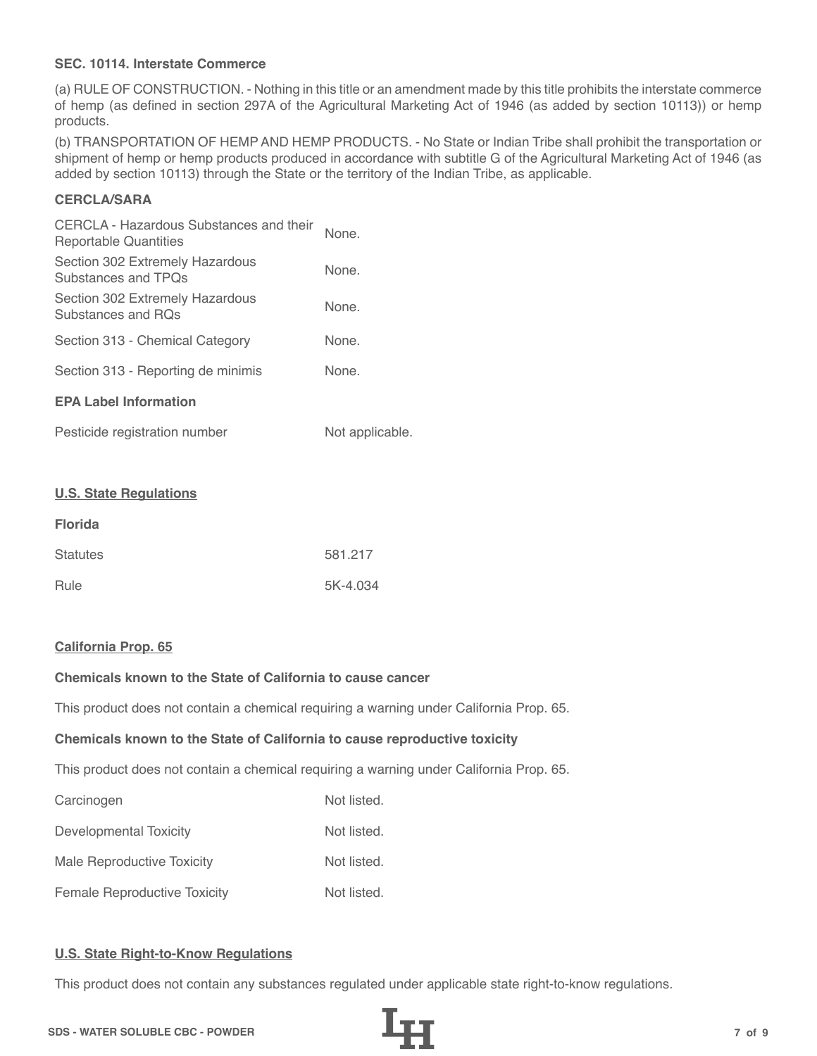**SEC. 10114. Interstate Commerce**

(a) RULE OF CONSTRUCTION. - Nothing in this title or an amendment made by this title prohibits the interstate commerce of hemp (as defined in section 297A of the Agricultural Marketing Act of 1946 (as added by section 10113)) or hemp products.

(b) TRANSPORTATION OF HEMP AND HEMP PRODUCTS. - No State or Indian Tribe shall prohibit the transportation or shipment of hemp or hemp products produced in accordance with subtitle G of the Agricultural Marketing Act of 1946 (as added by section 10113) through the State or the territory of the Indian Tribe, as applicable.

**CERCLA/SARA**

| | |
|---|---|
| CERCLA - Hazardous Substances and their Reportable Quantities | None. |
| Section 302 Extremely Hazardous Substances and TPQs | None. |
| Section 302 Extremely Hazardous Substances and RQs | None. |
| Section 313 - Chemical Category | None. |
| Section 313 - Reporting de minimis | None. |

**EPA Label Information**

| | |
|---|---|
| Pesticide registration number | Not applicable. |

## U.S. State Regulations

**Florida**

| | |
|---|---|
| Statutes | 581.217 |
| Rule | 5K-4.034 |

## California Prop. 65

**Chemicals known to the State of California to cause cancer**

This product does not contain a chemical requiring a warning under California Prop. 65.

**Chemicals known to the State of California to cause reproductive toxicity**

This product does not contain a chemical requiring a warning under California Prop. 65.

| | |
|---|---|
| Carcinogen | Not listed. |
| Developmental Toxicity | Not listed. |
| Male Reproductive Toxicity | Not listed. |
| Female Reproductive Toxicity | Not listed. |

## U.S. State Right-to-Know Regulations

This product does not contain any substances regulated under applicable state right-to-know regulations.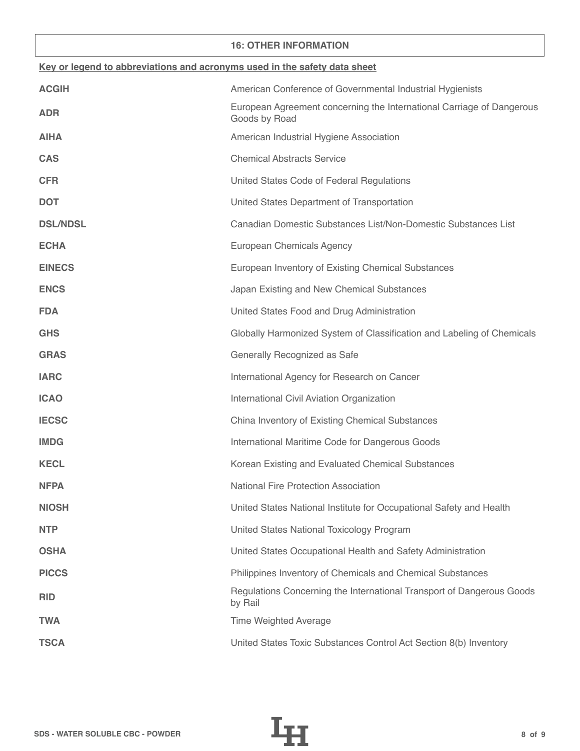## 16: OTHER INFORMATION

**Key or legend to abbreviations and acronyms used in the safety data sheet**

| | |
|---|---|
| **ACGIH** | American Conference of Governmental Industrial Hygienists |
| **ADR** | European Agreement concerning the International Carriage of Dangerous Goods by Road |
| **AIHA** | American Industrial Hygiene Association |
| **CAS** | Chemical Abstracts Service |
| **CFR** | United States Code of Federal Regulations |
| **DOT** | United States Department of Transportation |
| **DSL/NDSL** | Canadian Domestic Substances List/Non-Domestic Substances List |
| **ECHA** | European Chemicals Agency |
| **EINECS** | European Inventory of Existing Chemical Substances |
| **ENCS** | Japan Existing and New Chemical Substances |
| **FDA** | United States Food and Drug Administration |
| **GHS** | Globally Harmonized System of Classification and Labeling of Chemicals |
| **GRAS** | Generally Recognized as Safe |
| **IARC** | International Agency for Research on Cancer |
| **ICAO** | International Civil Aviation Organization |
| **IECSC** | China Inventory of Existing Chemical Substances |
| **IMDG** | International Maritime Code for Dangerous Goods |
| **KECL** | Korean Existing and Evaluated Chemical Substances |
| **NFPA** | National Fire Protection Association |
| **NIOSH** | United States National Institute for Occupational Safety and Health |
| **NTP** | United States National Toxicology Program |
| **OSHA** | United States Occupational Health and Safety Administration |
| **PICCS** | Philippines Inventory of Chemicals and Chemical Substances |
| **RID** | Regulations Concerning the International Transport of Dangerous Goods by Rail |
| **TWA** | Time Weighted Average |
| **TSCA** | United States Toxic Substances Control Act Section 8(b) Inventory |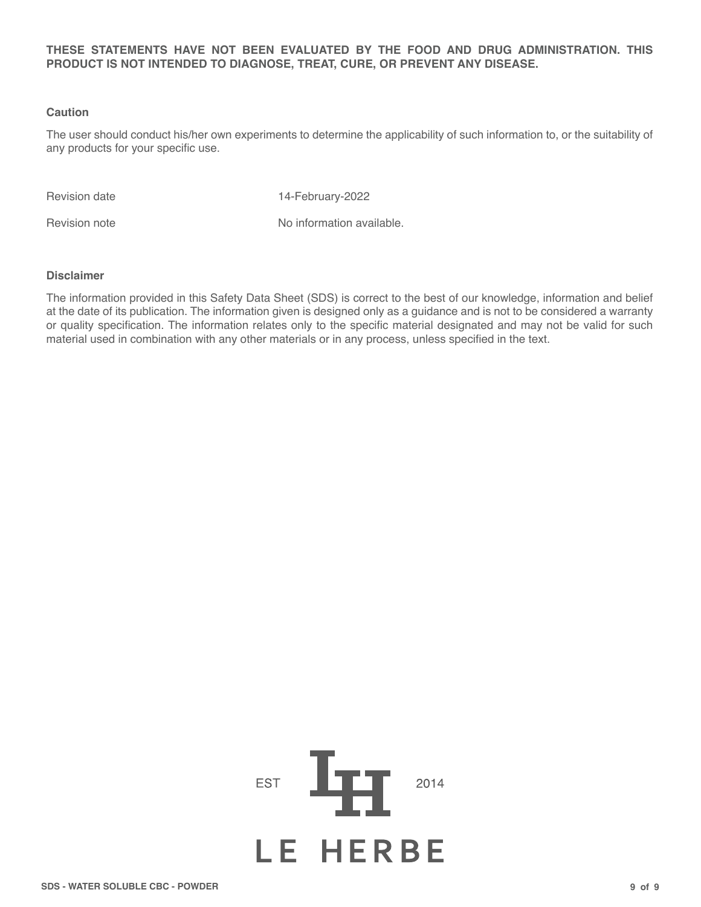**THESE STATEMENTS HAVE NOT BEEN EVALUATED BY THE FOOD AND DRUG ADMINISTRATION. THIS PRODUCT IS NOT INTENDED TO DIAGNOSE, TREAT, CURE, OR PREVENT ANY DISEASE.**

**Caution**

The user should conduct his/her own experiments to determine the applicability of such information to, or the suitability of any products for your specific use.

| | |
|---|---|
| Revision date | 14-February-2022 |
| Revision note | No information available. |

**Disclaimer**

The information provided in this Safety Data Sheet (SDS) is correct to the best of our knowledge, information and belief at the date of its publication. The information given is designed only as a guidance and is not to be considered a warranty or quality specification. The information relates only to the specific material designated and may not be valid for such material used in combination with any other materials or in any process, unless specified in the text.

EST 2014

LE HERBE